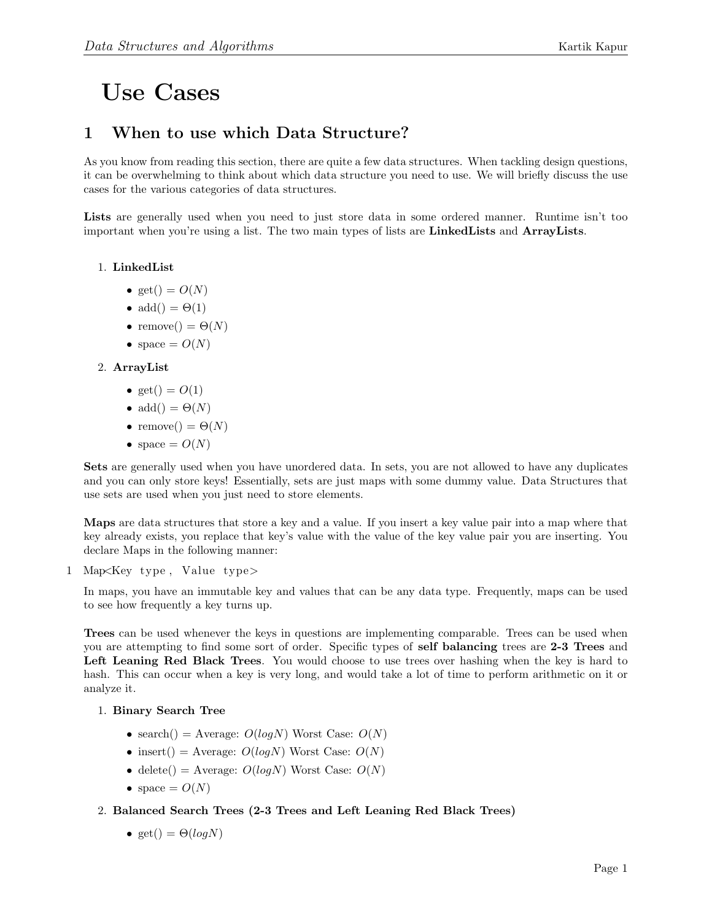// Use Cases

## 1 When to use which Data Structure?

As you know from reading this section, there are quite a few data structures. When tackling design questions, it can be overwhelming to think about which data structure you need to use. We will briefly discuss the use cases for the various categories of data structures.

**Lists** are generally used when you need to just store data in some ordered manner. Runtime isn't too important when you're using a list. The two main types of lists are **LinkedLists** and **ArrayLists**.

1. **LinkedList**
   - get() = $O(N)$
   - add() = $\Theta(1)$
   - remove() = $\Theta(N)$
   - space = $O(N)$
2. **ArrayList**
   - get() = $O(1)$
   - add() = $\Theta(N)$
   - remove() = $\Theta(N)$
   - space = $O(N)$

**Sets** are generally used when you have unordered data. In sets, you are not allowed to have any duplicates and you can only store keys! Essentially, sets are just maps with some dummy value. Data Structures that use sets are used when you just need to store elements.

**Maps** are data structures that store a key and a value. If you insert a key value pair into a map where that key already exists, you replace that key's value with the value of the key value pair you are inserting. You declare Maps in the following manner:

```
Map<Key type, Value type>
```

In maps, you have an immutable key and values that can be any data type. Frequently, maps can be used to see how frequently a key turns up.

**Trees** can be used whenever the keys in questions are implementing comparable. Trees can be used when you are attempting to find some sort of order. Specific types of **self balancing** trees are **2-3 Trees** and **Left Leaning Red Black Trees**. You would choose to use trees over hashing when the key is hard to hash. This can occur when a key is very long, and would take a lot of time to perform arithmetic on it or analyze it.

1. **Binary Search Tree**
   - search() = Average: $O(logN)$ Worst Case: $O(N)$
   - insert() = Average: $O(logN)$ Worst Case: $O(N)$
   - delete() = Average: $O(logN)$ Worst Case: $O(N)$
   - space = $O(N)$
2. **Balanced Search Trees (2-3 Trees and Left Leaning Red Black Trees)**
   - get() = $\Theta(logN)$

# Use Cases

## 1 When to use which Data Structure?

As you know from reading this section, there are quite a few data structures. When tackling design questions, it can be overwhelming to think about which data structure you need to use. We will briefly discuss the use cases for the various categories of data structures.

**Lists** are generally used when you need to just store data in some ordered manner. Runtime isn't too important when you're using a list. The two main types of lists are **LinkedLists** and **ArrayLists**.

1. **LinkedList**
   - get() = $O(N)$
   - add() = $\Theta(1)$
   - remove() = $\Theta(N)$
   - space = $O(N)$
2. **ArrayList**
   - get() = $O(1)$
   - add() = $\Theta(N)$
   - remove() = $\Theta(N)$
   - space = $O(N)$

**Sets** are generally used when you have unordered data. In sets, you are not allowed to have any duplicates and you can only store keys! Essentially, sets are just maps with some dummy value. Data Structures that use sets are used when you just need to store elements.

**Maps** are data structures that store a key and a value. If you insert a key value pair into a map where that key already exists, you replace that key's value with the value of the key value pair you are inserting. You declare Maps in the following manner:

```
Map<Key type, Value type>
```

In maps, you have an immutable key and values that can be any data type. Frequently, maps can be used to see how frequently a key turns up.

**Trees** can be used whenever the keys in questions are implementing comparable. Trees can be used when you are attempting to find some sort of order. Specific types of **self balancing** trees are **2-3 Trees** and **Left Leaning Red Black Trees**. You would choose to use trees over hashing when the key is hard to hash. This can occur when a key is very long, and would take a lot of time to perform arithmetic on it or analyze it.

1. **Binary Search Tree**
   - search() = Average: $O(logN)$ Worst Case: $O(N)$
   - insert() = Average: $O(logN)$ Worst Case: $O(N)$
   - delete() = Average: $O(logN)$ Worst Case: $O(N)$
   - space = $O(N)$
2. **Balanced Search Trees (2-3 Trees and Left Leaning Red Black Trees)**
   - get() = $\Theta(logN)$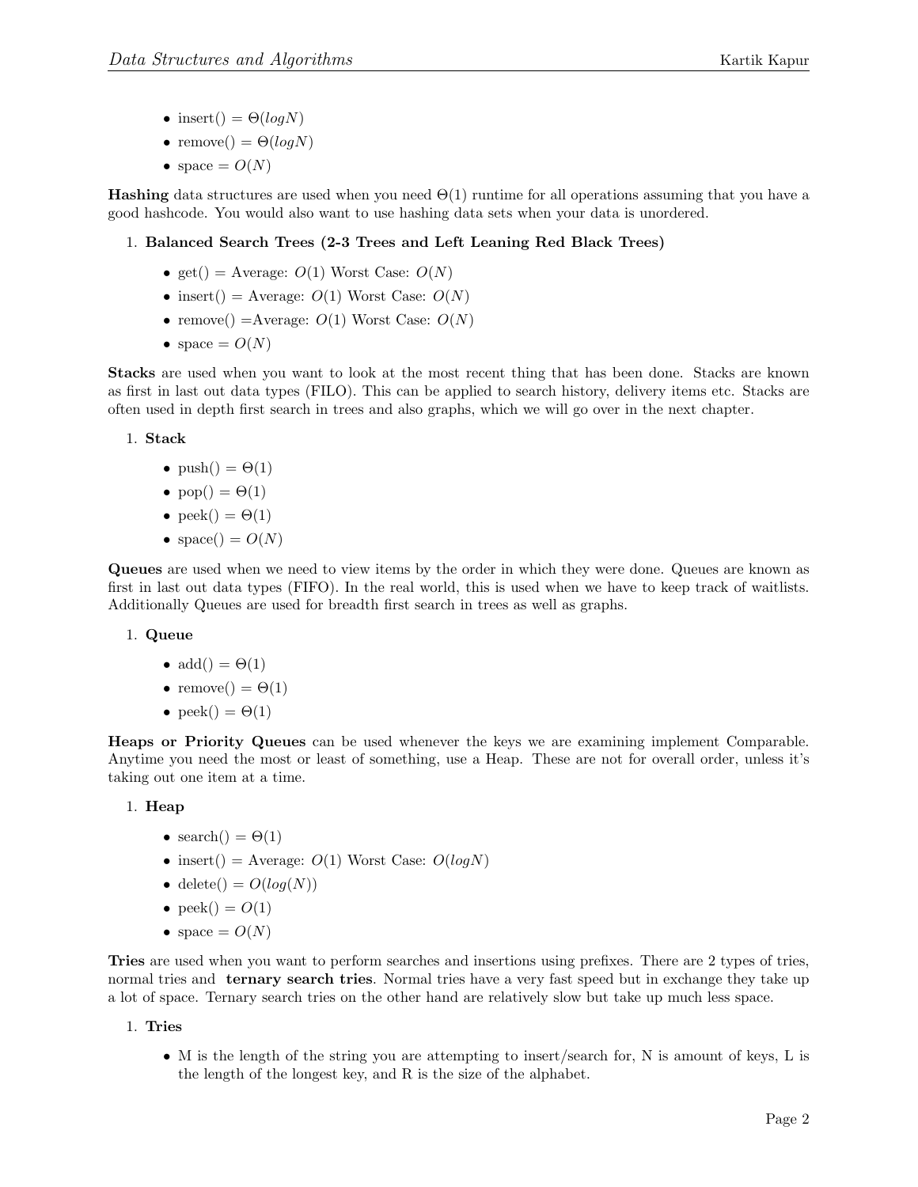- insert() = $\Theta(logN)$
- remove() = $\Theta(logN)$
- space = $O(N)$

**Hashing** data structures are used when you need $\Theta(1)$ runtime for all operations assuming that you have a good hashcode. You would also want to use hashing data sets when your data is unordered.

1. **Balanced Search Trees (2-3 Trees and Left Leaning Red Black Trees)**
   - get() = Average: $O(1)$ Worst Case: $O(N)$
   - insert() = Average: $O(1)$ Worst Case: $O(N)$
   - remove() =Average: $O(1)$ Worst Case: $O(N)$
   - space = $O(N)$

**Stacks** are used when you want to look at the most recent thing that has been done. Stacks are known as first in last out data types (FILO). This can be applied to search history, delivery items etc. Stacks are often used in depth first search in trees and also graphs, which we will go over in the next chapter.

1. **Stack**
   - push() = $\Theta(1)$
   - pop() = $\Theta(1)$
   - peek() = $\Theta(1)$
   - space() = $O(N)$

**Queues** are used when we need to view items by the order in which they were done. Queues are known as first in last out data types (FIFO). In the real world, this is used when we have to keep track of waitlists. Additionally Queues are used for breadth first search in trees as well as graphs.

1. **Queue**
   - add() = $\Theta(1)$
   - remove() = $\Theta(1)$
   - peek() = $\Theta(1)$

**Heaps or Priority Queues** can be used whenever the keys we are examining implement Comparable. Anytime you need the most or least of something, use a Heap. These are not for overall order, unless it's taking out one item at a time.

1. **Heap**
   - search() = $\Theta(1)$
   - insert() = Average: $O(1)$ Worst Case: $O(logN)$
   - delete() = $O(log(N))$
   - peek() = $O(1)$
   - space = $O(N)$

**Tries** are used when you want to perform searches and insertions using prefixes. There are 2 types of tries, normal tries and **ternary search tries**. Normal tries have a very fast speed but in exchange they take up a lot of space. Ternary search tries on the other hand are relatively slow but take up much less space.

1. **Tries**
   - M is the length of the string you are attempting to insert/search for, N is amount of keys, L is the length of the longest key, and R is the size of the alphabet.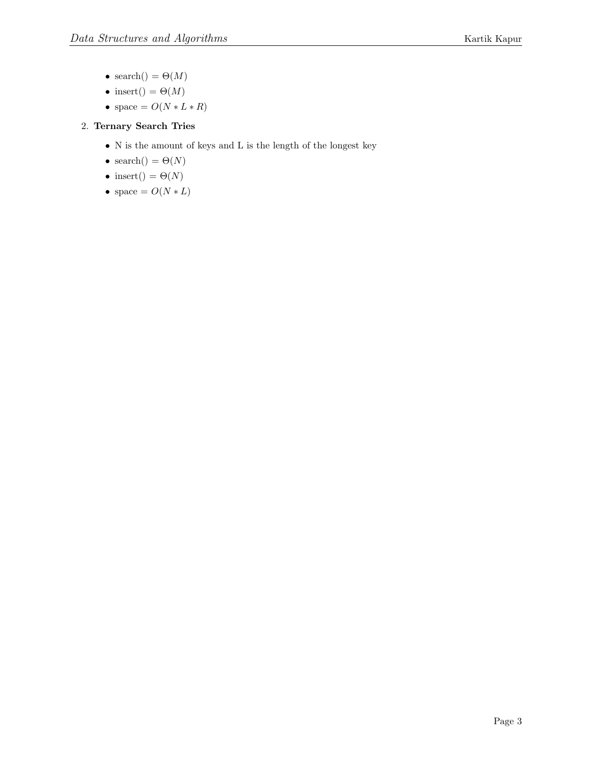- search() = $\Theta(M)$
- insert() = $\Theta(M)$
- space = $O(N * L * R)$

2. **Ternary Search Tries**

    - N is the amount of keys and L is the length of the longest key
    - search() = $\Theta(N)$
    - insert() = $\Theta(N)$
    - space = $O(N * L)$